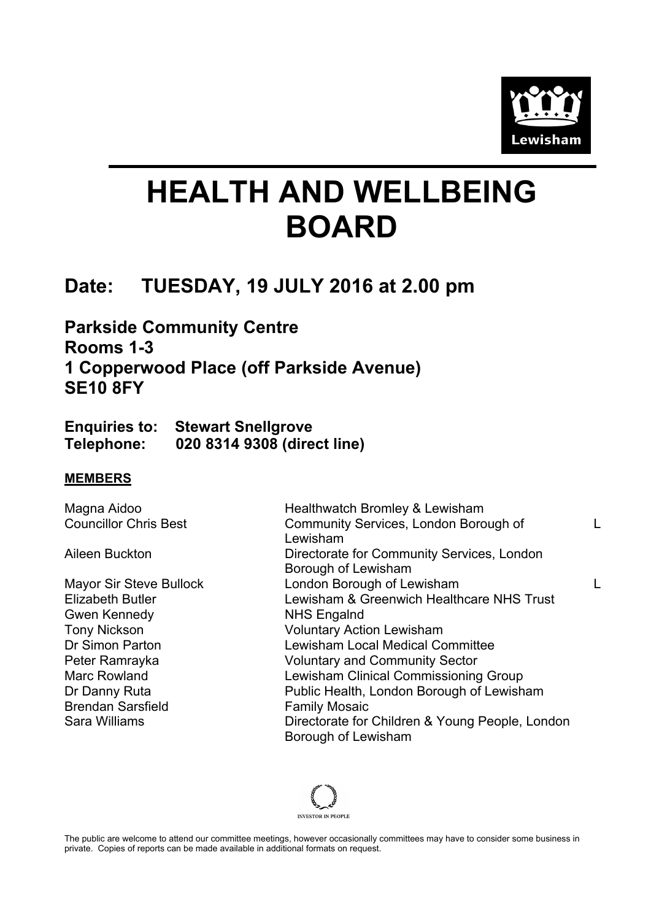Lewisham

# HEALTH AND WELLBEING BOARD

## Date: TUESDAY, 19 JULY 2016 at 2.00 pm

**Parkside Community Centre**
**Rooms 1-3**
**1 Copperwood Place (off Parkside Avenue)**
**SE10 8FY**

**Enquiries to: Stewart Snellgrove**
**Telephone: 020 8314 9308 (direct line)**

**MEMBERS**

| | | |
|---|---|---|
| Magna Aidoo | Healthwatch Bromley & Lewisham | |
| Councillor Chris Best | Community Services, London Borough of Lewisham | L |
| Aileen Buckton | Directorate for Community Services, London Borough of Lewisham | |
| Mayor Sir Steve Bullock | London Borough of Lewisham | L |
| Elizabeth Butler | Lewisham & Greenwich Healthcare NHS Trust | |
| Gwen Kennedy | NHS Engalnd | |
| Tony Nickson | Voluntary Action Lewisham | |
| Dr Simon Parton | Lewisham Local Medical Committee | |
| Peter Ramrayka | Voluntary and Community Sector | |
| Marc Rowland | Lewisham Clinical Commissioning Group | |
| Dr Danny Ruta | Public Health, London Borough of Lewisham | |
| Brendan Sarsfield | Family Mosaic | |
| Sara Williams | Directorate for Children & Young People, London Borough of Lewisham | |

INVESTOR IN PEOPLE

The public are welcome to attend our committee meetings, however occasionally committees may have to consider some business in private. Copies of reports can be made available in additional formats on request.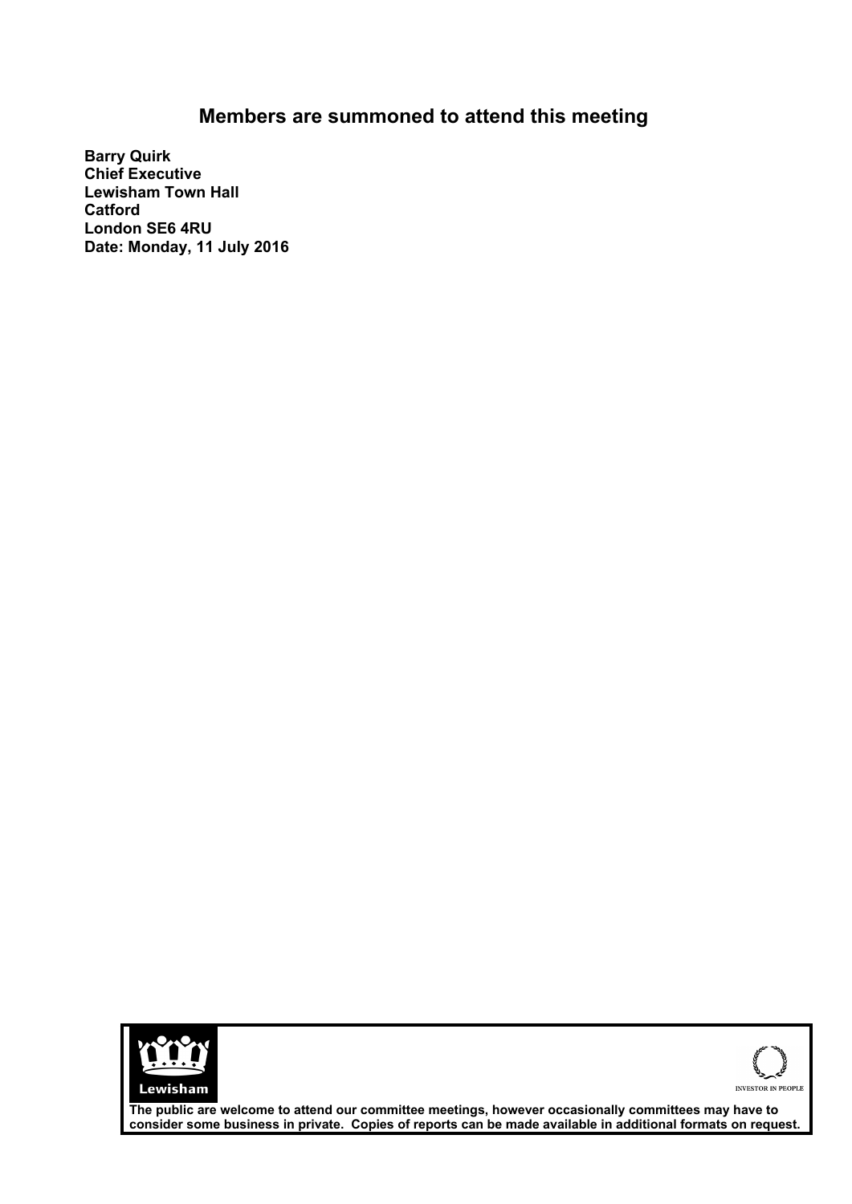# Members are summoned to attend this meeting

**Barry Quirk**
**Chief Executive**
**Lewisham Town Hall**
**Catford**
**London SE6 4RU**
**Date: Monday, 11 July 2016**

Lewisham

INVESTOR IN PEOPLE

**The public are welcome to attend our committee meetings, however occasionally committees may have to consider some business in private. Copies of reports can be made available in additional formats on request.**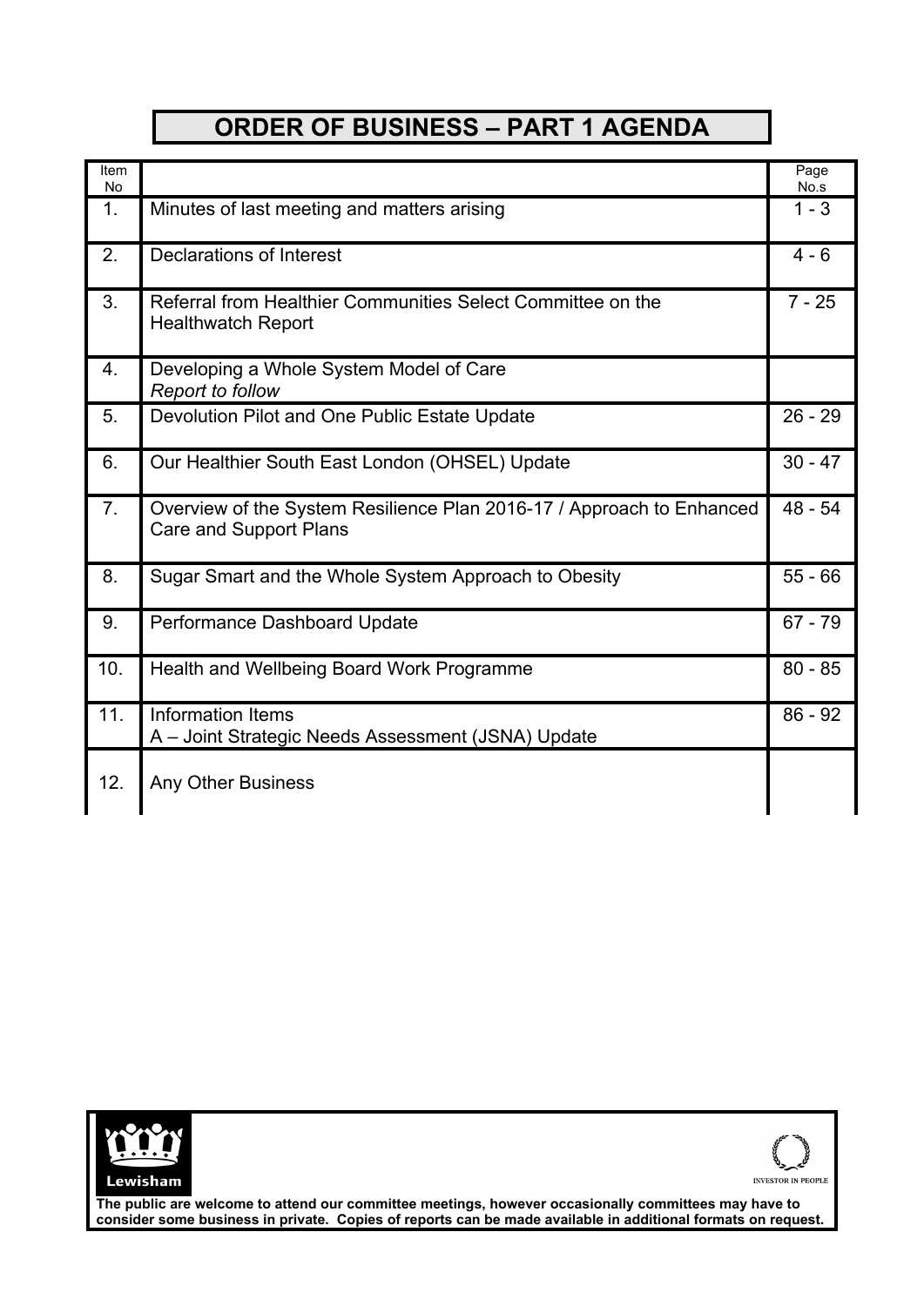# ORDER OF BUSINESS – PART 1 AGENDA

| Item No | | Page No.s |
|---|---|---|
| 1. | Minutes of last meeting and matters arising | 1 - 3 |
| 2. | Declarations of Interest | 4 - 6 |
| 3. | Referral from Healthier Communities Select Committee on the Healthwatch Report | 7 - 25 |
| 4. | Developing a Whole System Model of Care<br>*Report to follow* | |
| 5. | Devolution Pilot and One Public Estate Update | 26 - 29 |
| 6. | Our Healthier South East London (OHSEL) Update | 30 - 47 |
| 7. | Overview of the System Resilience Plan 2016-17 / Approach to Enhanced Care and Support Plans | 48 - 54 |
| 8. | Sugar Smart and the Whole System Approach to Obesity | 55 - 66 |
| 9. | Performance Dashboard Update | 67 - 79 |
| 10. | Health and Wellbeing Board Work Programme | 80 - 85 |
| 11. | Information Items<br>A – Joint Strategic Needs Assessment (JSNA) Update | 86 - 92 |
| 12. | Any Other Business | |

Lewisham

INVESTOR IN PEOPLE

**The public are welcome to attend our committee meetings, however occasionally committees may have to consider some business in private. Copies of reports can be made available in additional formats on request.**